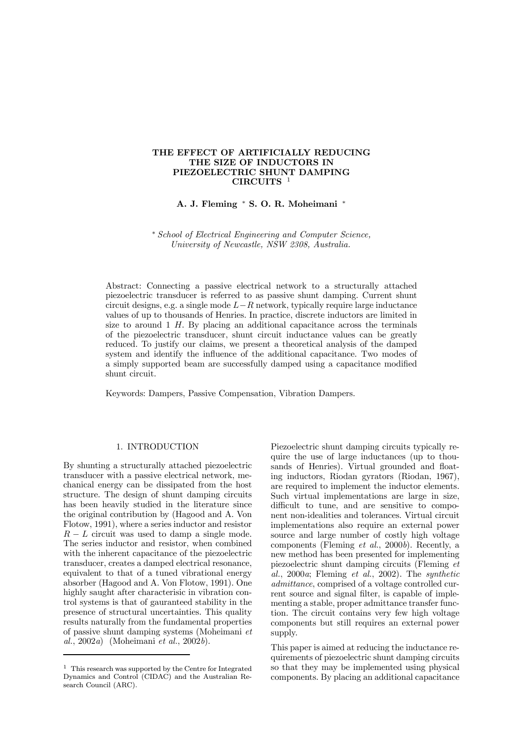# THE EFFECT OF ARTIFICIALLY REDUCING THE SIZE OF INDUCTORS IN PIEZOELECTRIC SHUNT DAMPING CIRCUITS [1]

**A. J. Fleming * S. O. R. Moheimani ***

\* *School of Electrical Engineering and Computer Science, University of Newcastle, NSW 2308, Australia.*

Abstract: Connecting a passive electrical network to a structurally attached piezoelectric transducer is referred to as passive shunt damping. Current shunt circuit designs, e.g. a single mode $L-R$ network, typically require large inductance values of up to thousands of Henries. In practice, discrete inductors are limited in size to around 1 $H$. By placing an additional capacitance across the terminals of the piezoelectric transducer, shunt circuit inductance values can be greatly reduced. To justify our claims, we present a theoretical analysis of the damped system and identify the influence of the additional capacitance. Two modes of a simply supported beam are successfully damped using a capacitance modified shunt circuit.

Keywords: Dampers, Passive Compensation, Vibration Dampers.

## 1. INTRODUCTION

By shunting a structurally attached piezoelectric transducer with a passive electrical network, mechanical energy can be dissipated from the host structure. The design of shunt damping circuits has been heavily studied in the literature since the original contribution by (Hagood and A. Von Flotow, 1991), where a series inductor and resistor $R-L$ circuit was used to damp a single mode. The series inductor and resistor, when combined with the inherent capacitance of the piezoelectric transducer, creates a damped electrical resonance, equivalent to that of a tuned vibrational energy absorber (Hagood and A. Von Flotow, 1991). One highly saught after characterisic in vibration control systems is that of gauranteed stability in the presence of structural uncertainties. This quality results naturally from the fundamental properties of passive shunt damping systems (Moheimani *et al.*, 2002*a*) (Moheimani *et al.*, 2002*b*).

Piezoelectric shunt damping circuits typically require the use of large inductances (up to thousands of Henries). Virtual grounded and floating inductors, Riodan gyrators (Riodan, 1967), are required to implement the inductor elements. Such virtual implementations are large in size, difficult to tune, and are sensitive to component non-idealities and tolerances. Virtual circuit implementations also require an external power source and large number of costly high voltage components (Fleming *et al.*, 2000*b*). Recently, a new method has been presented for implementing piezoelectric shunt damping circuits (Fleming *et al.*, 2000*a*; Fleming *et al.*, 2002). The *synthetic admittance*, comprised of a voltage controlled current source and signal filter, is capable of implementing a stable, proper admittance transfer function. The circuit contains very few high voltage components but still requires an external power supply.

This paper is aimed at reducing the inductance requirements of piezoelectric shunt damping circuits so that they may be implemented using physical components. By placing an additional capacitance

[1] This research was supported by the Centre for Integrated Dynamics and Control (CIDAC) and the Australian Research Council (ARC).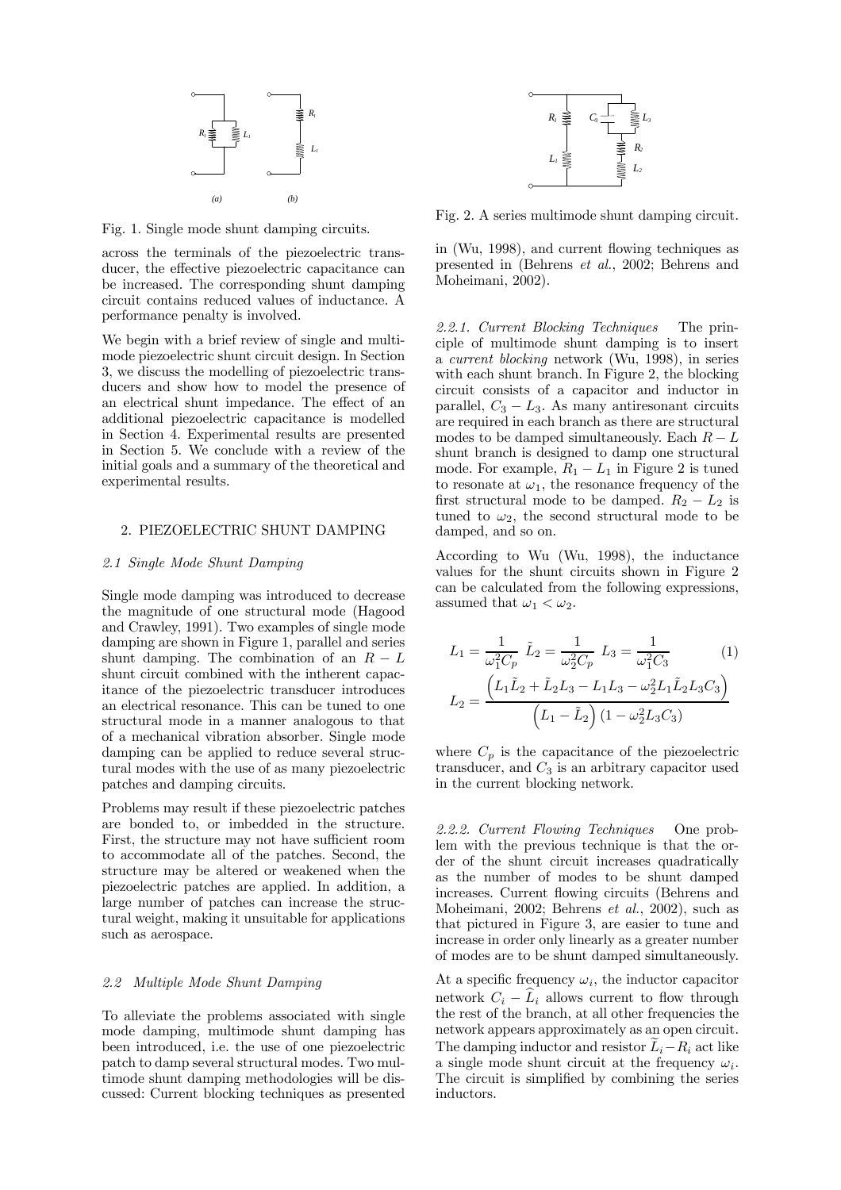Fig. 1. Single mode shunt damping circuits.

across the terminals of the piezoelectric transducer, the effective piezoelectric capacitance can be increased. The corresponding shunt damping circuit contains reduced values of inductance. A performance penalty is involved.

We begin with a brief review of single and multimode piezoelectric shunt circuit design. In Section 3, we discuss the modelling of piezoelectric transducers and show how to model the presence of an electrical shunt impedance. The effect of an additional piezoelectric capacitance is modelled in Section 4. Experimental results are presented in Section 5. We conclude with a review of the initial goals and a summary of the theoretical and experimental results.

## 2. PIEZOELECTRIC SHUNT DAMPING

### *2.1 Single Mode Shunt Damping*

Single mode damping was introduced to decrease the magnitude of one structural mode (Hagood and Crawley, 1991). Two examples of single mode damping are shown in Figure 1, parallel and series shunt damping. The combination of an $R-L$ shunt circuit combined with the intherent capacitance of the piezoelectric transducer introduces an electrical resonance. This can be tuned to one structural mode in a manner analogous to that of a mechanical vibration absorber. Single mode damping can be applied to reduce several structural modes with the use of as many piezoelectric patches and damping circuits.

Problems may result if these piezoelectric patches are bonded to, or imbedded in the structure. First, the structure may not have sufficient room to accommodate all of the patches. Second, the structure may be altered or weakened when the piezoelectric patches are applied. In addition, a large number of patches can increase the structural weight, making it unsuitable for applications such as aerospace.

### *2.2 Multiple Mode Shunt Damping*

To alleviate the problems associated with single mode damping, multimode shunt damping has been introduced, i.e. the use of one piezoelectric patch to damp several structural modes. Two multimode shunt damping methodologies will be discussed: Current blocking techniques as presented in (Wu, 1998), and current flowing techniques as presented in (Behrens *et al.*, 2002; Behrens and Moheimani, 2002).

Fig. 2. A series multimode shunt damping circuit.

#### *2.2.1. Current Blocking Techniques*

The principle of multimode shunt damping is to insert a *current blocking* network (Wu, 1998), in series with each shunt branch. In Figure 2, the blocking circuit consists of a capacitor and inductor in parallel, $C_3 - L_3$. As many antiresonant circuits are required in each branch as there are structural modes to be damped simultaneously. Each $R-L$ shunt branch is designed to damp one structural mode. For example, $R_1 - L_1$ in Figure 2 is tuned to resonate at $\omega_1$, the resonance frequency of the first structural mode to be damped. $R_2 - L_2$ is tuned to $\omega_2$, the second structural mode to be damped, and so on.

According to Wu (Wu, 1998), the inductance values for the shunt circuits shown in Figure 2 can be calculated from the following expressions, assumed that $\omega_1 < \omega_2$.

$$L_1 = \frac{1}{\omega_1^2 C_p} \;\; \tilde{L}_2 = \frac{1}{\omega_2^2 C_p} \;\; L_3 = \frac{1}{\omega_1^2 C_3} \tag{1}$$

$$L_2 = \frac{\left(L_1 \tilde{L}_2 + \tilde{L}_2 L_3 - L_1 L_3 - \omega_2^2 L_1 \tilde{L}_2 L_3 C_3\right)}{\left(L_1 - \tilde{L}_2\right)\left(1 - \omega_2^2 L_3 C_3\right)}$$

where $C_p$ is the capacitance of the piezoelectric transducer, and $C_3$ is an arbitrary capacitor used in the current blocking network.

#### *2.2.2. Current Flowing Techniques*

One problem with the previous technique is that the order of the shunt circuit increases quadratically as the number of modes to be shunt damped increases. Current flowing circuits (Behrens and Moheimani, 2002; Behrens *et al.*, 2002), such as that pictured in Figure 3, are easier to tune and increase in order only linearly as a greater number of modes are to be shunt damped simultaneously.

At a specific frequency $\omega_i$, the inductor capacitor network $C_i - \widehat{L}_i$ allows current to flow through the rest of the branch, at all other frequencies the network appears approximately as an open circuit. The damping inductor and resistor $\widetilde{L}_i - R_i$ act like a single mode shunt circuit at the frequency $\omega_i$. The circuit is simplified by combining the series inductors.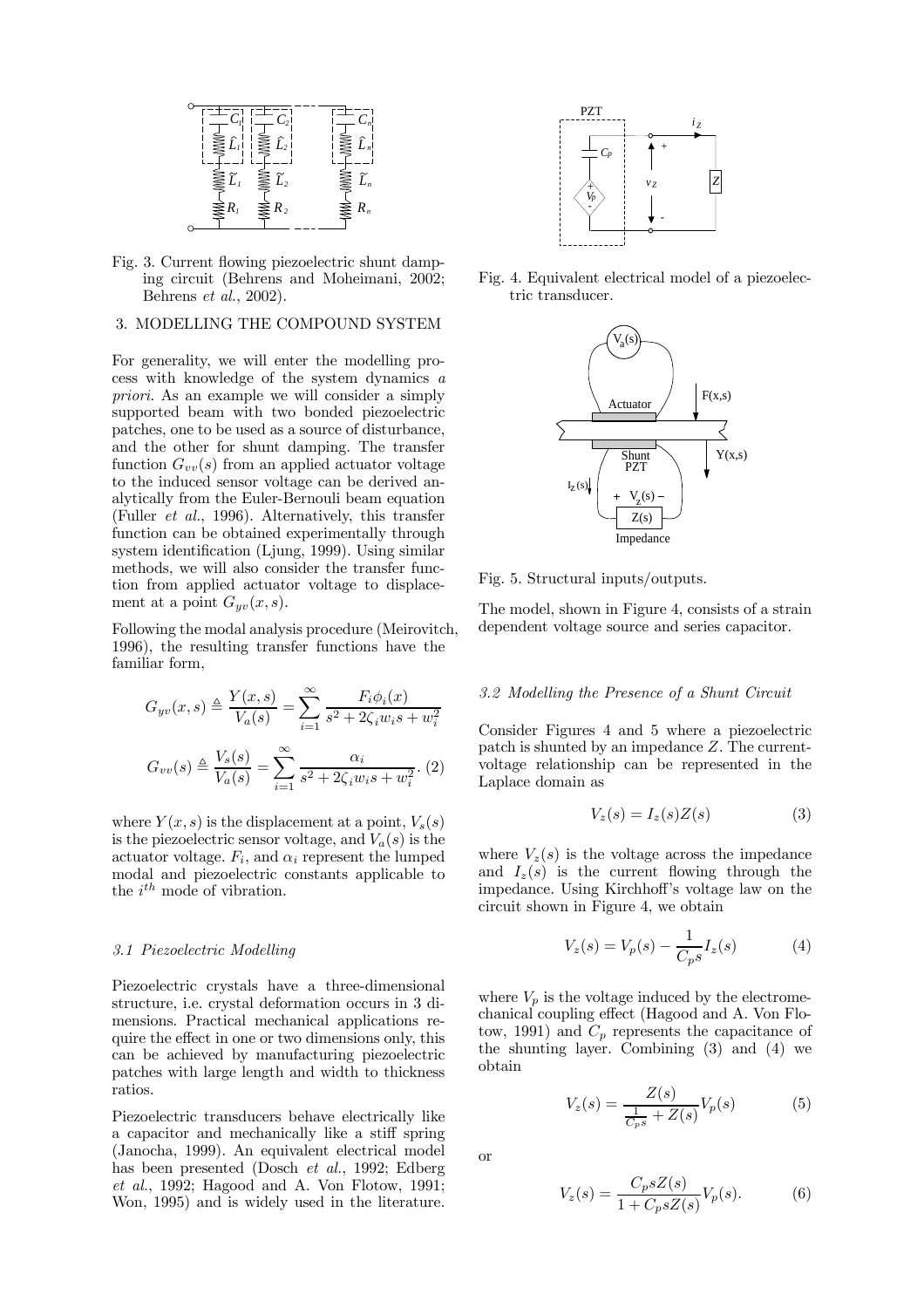Fig. 3. Current flowing piezoelectric shunt damping circuit (Behrens and Moheimani, 2002; Behrens *et al.*, 2002).

## 3. MODELLING THE COMPOUND SYSTEM

For generality, we will enter the modelling process with knowledge of the system dynamics *a priori*. As an example we will consider a simply supported beam with two bonded piezoelectric patches, one to be used as a source of disturbance, and the other for shunt damping. The transfer function $G_{vv}(s)$ from an applied actuator voltage to the induced sensor voltage can be derived analytically from the Euler-Bernouli beam equation (Fuller *et al.*, 1996). Alternatively, this transfer function can be obtained experimentally through system identification (Ljung, 1999). Using similar methods, we will also consider the transfer function from applied actuator voltage to displacement at a point $G_{yv}(x, s)$.

Following the modal analysis procedure (Meirovitch, 1996), the resulting transfer functions have the familiar form,

$$G_{yv}(x, s) \triangleq \frac{Y(x, s)}{V_a(s)} = \sum_{i=1}^{\infty} \frac{F_i \phi_i(x)}{s^2 + 2\zeta_i w_i s + w_i^2}$$

$$G_{vv}(s) \triangleq \frac{V_s(s)}{V_a(s)} = \sum_{i=1}^{\infty} \frac{\alpha_i}{s^2 + 2\zeta_i w_i s + w_i^2}. \quad (2)$$

where $Y(x, s)$ is the displacement at a point, $V_s(s)$ is the piezoelectric sensor voltage, and $V_a(s)$ is the actuator voltage. $F_i$, and $\alpha_i$ represent the lumped modal and piezoelectric constants applicable to the $i^{th}$ mode of vibration.

### 3.1 Piezoelectric Modelling

Piezoelectric crystals have a three-dimensional structure, i.e. crystal deformation occurs in 3 dimensions. Practical mechanical applications require the effect in one or two dimensions only, this can be achieved by manufacturing piezoelectric patches with large length and width to thickness ratios.

Piezoelectric transducers behave electrically like a capacitor and mechanically like a stiff spring (Janocha, 1999). An equivalent electrical model has been presented (Dosch *et al.*, 1992; Edberg *et al.*, 1992; Hagood and A. Von Flotow, 1991; Won, 1995) and is widely used in the literature.

Fig. 4. Equivalent electrical model of a piezoelectric transducer.

Fig. 5. Structural inputs/outputs.

The model, shown in Figure 4, consists of a strain dependent voltage source and series capacitor.

### 3.2 Modelling the Presence of a Shunt Circuit

Consider Figures 4 and 5 where a piezoelectric patch is shunted by an impedance $Z$. The current-voltage relationship can be represented in the Laplace domain as

$$V_z(s) = I_z(s)Z(s) \quad (3)$$

where $V_z(s)$ is the voltage across the impedance and $I_z(s)$ is the current flowing through the impedance. Using Kirchhoff's voltage law on the circuit shown in Figure 4, we obtain

$$V_z(s) = V_p(s) - \frac{1}{C_p s} I_z(s) \quad (4)$$

where $V_p$ is the voltage induced by the electromechanical coupling effect (Hagood and A. Von Flotow, 1991) and $C_p$ represents the capacitance of the shunting layer. Combining (3) and (4) we obtain

$$V_z(s) = \frac{Z(s)}{\frac{1}{C_p s} + Z(s)} V_p(s) \quad (5)$$

or

$$V_z(s) = \frac{C_p s Z(s)}{1 + C_p s Z(s)} V_p(s). \quad (6)$$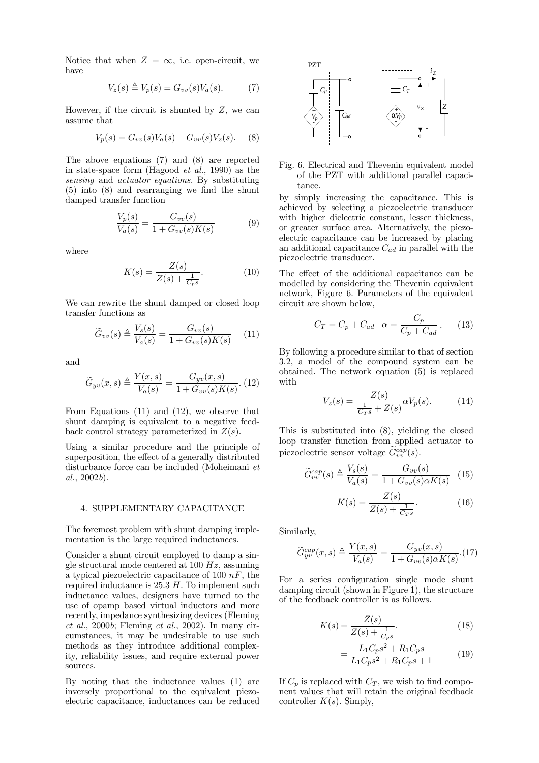Notice that when $Z = \infty$, i.e. open-circuit, we have

$$V_z(s) \triangleq V_p(s) = G_{vv}(s)V_a(s). \tag{7}$$

However, if the circuit is shunted by $Z$, we can assume that

$$V_p(s) = G_{vv}(s)V_a(s) - G_{vv}(s)V_z(s). \tag{8}$$

The above equations (7) and (8) are reported in state-space form (Hagood *et al.*, 1990) as the *sensing* and *actuator equations.* By substituting (5) into (8) and rearranging we find the shunt damped transfer function

$$\frac{V_p(s)}{V_a(s)} = \frac{G_{vv}(s)}{1 + G_{vv}(s)K(s)} \tag{9}$$

where

$$K(s) = \frac{Z(s)}{Z(s) + \frac{1}{C_p s}}. \tag{10}$$

We can rewrite the shunt damped or closed loop transfer functions as

$$\widetilde{G}_{vv}(s) \triangleq \frac{V_s(s)}{V_a(s)} = \frac{G_{vv}(s)}{1 + G_{vv}(s)K(s)} \tag{11}$$

and

$$\widetilde{G}_{yv}(x,s) \triangleq \frac{Y(x,s)}{V_a(s)} = \frac{G_{yv}(x,s)}{1 + G_{vv}(s)K(s)}. \tag{12}$$

From Equations (11) and (12), we observe that shunt damping is equivalent to a negative feedback control strategy parameterized in $Z(s)$.

Using a similar procedure and the principle of superposition, the effect of a generally distributed disturbance force can be included (Moheimani *et al.*, 2002*b*).

## 4. SUPPLEMENTARY CAPACITANCE

The foremost problem with shunt damping implementation is the large required inductances.

Consider a shunt circuit employed to damp a single structural mode centered at 100 $Hz$, assuming a typical piezoelectric capacitance of 100 $nF$, the required inductance is 25.3 $H$. To implement such inductance values, designers have turned to the use of opamp based virtual inductors and more recently, impedance synthesizing devices (Fleming *et al.*, 2000*b*; Fleming *et al.*, 2002). In many circumstances, it may be undesirable to use such methods as they introduce additional complexity, reliability issues, and require external power sources.

By noting that the inductance values (1) are inversely proportional to the equivalent piezoelectric capacitance, inductances can be reduced by simply increasing the capacitance. This is achieved by selecting a piezoelectric transducer with higher dielectric constant, lesser thickness, or greater surface area. Alternatively, the piezoelectric capacitance can be increased by placing an additional capacitance $C_{ad}$ in parallel with the piezoelectric transducer.

Fig. 6. Electrical and Thevenin equivalent model of the PZT with additional parallel capacitance.

The effect of the additional capacitance can be modelled by considering the Thevenin equivalent network, Figure 6. Parameters of the equivalent circuit are shown below,

$$C_T = C_p + C_{ad} \quad \alpha = \frac{C_p}{C_p + C_{ad}}. \tag{13}$$

By following a procedure similar to that of section 3.2, a model of the compound system can be obtained. The network equation (5) is replaced with

$$V_z(s) = \frac{Z(s)}{\frac{1}{C_T s} + Z(s)} \alpha V_p(s). \tag{14}$$

This is substituted into (8), yielding the closed loop transfer function from applied actuator to piezoelectric sensor voltage $\widetilde{G}_{vv}^{cap}(s)$.

$$\widetilde{G}_{vv}^{cap}(s) \triangleq \frac{V_s(s)}{V_a(s)} = \frac{G_{vv}(s)}{1 + G_{vv}(s)\alpha K(s)} \tag{15}$$

$$K(s) = \frac{Z(s)}{Z(s) + \frac{1}{C_T s}}. \tag{16}$$

Similarly,

$$\widetilde{G}_{yv}^{cap}(x,s) \triangleq \frac{Y(x,s)}{V_a(s)} = \frac{G_{yv}(x,s)}{1 + G_{vv}(s)\alpha K(s)}. \tag{17}$$

For a series configuration single mode shunt damping circuit (shown in Figure 1), the structure of the feedback controller is as follows.

$$K(s) = \frac{Z(s)}{Z(s) + \frac{1}{C_p s}}. \tag{18}$$

$$= \frac{L_1 C_p s^2 + R_1 C_p s}{L_1 C_p s^2 + R_1 C_p s + 1} \tag{19}$$

If $C_p$ is replaced with $C_T$, we wish to find component values that will retain the original feedback controller $K(s)$. Simply,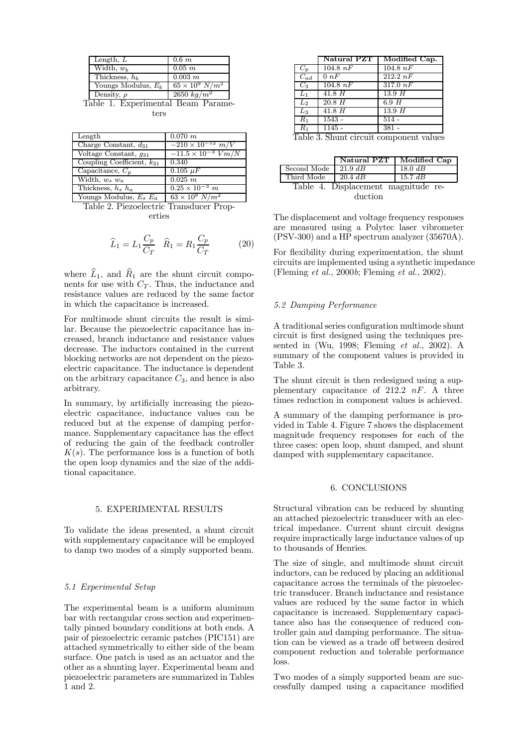| Length, $L$ | $0.6\ m$ |
|---|---|
| Width, $w_b$ | $0.05\ m$ |
| Thickness, $h_b$ | $0.003\ m$ |
| Youngs Modulus, $E_b$ | $65 \times 10^9\ N/m^2$ |
| Density, $\rho$ | $2650\ kg/m^2$ |

Table 1. Experimental Beam Parameters

| Length | $0.070\ m$ |
|---|---|
| Charge Constant, $d_{31}$ | $-210 \times 10^{-12}\ m/V$ |
| Voltage Constant, $g_{31}$ | $-11.5 \times 10^{-3}\ Vm/N$ |
| Coupling Coefficient, $k_{31}$ | 0.340 |
| Capacitance, $C_p$ | $0.105\ \mu F$ |
| Width, $w_s\ w_a$ | $0.025\ m$ |
| Thickness, $h_s\ h_a$ | $0.25 \times 10^{-3}\ m$ |
| Youngs Modulus, $E_s\ E_a$ | $63 \times 10^9\ N/m^2$ |

Table 2. Piezoelectric Transducer Properties

$$\widehat{L}_1 = L_1 \frac{C_p}{C_T} \quad \widehat{R}_1 = R_1 \frac{C_p}{C_T} \tag{20}$$

where $\widehat{L}_1$, and $\widehat{R}_1$ are the shunt circuit components for use with $C_T$. Thus, the inductance and resistance values are reduced by the same factor in which the capacitance is increased.

For multimode shunt circuits the result is similar. Because the piezoelectric capacitance has increased, branch inductance and resistance values decrease. The inductors contained in the current blocking networks are not dependent on the piezoelectric capacitance. The inductance is dependent on the arbitrary capacitance $C_3$, and hence is also arbitrary.

In summary, by artificially increasing the piezoelectric capacitance, inductance values can be reduced but at the expense of damping performance. Supplementary capacitance has the effect of reducing the gain of the feedback controller $K(s)$. The performance loss is a function of both the open loop dynamics and the size of the additional capacitance.

## 5. EXPERIMENTAL RESULTS

To validate the ideas presented, a shunt circuit with supplementary capacitance will be employed to damp two modes of a simply supported beam.

### 5.1 Experimental Setup

The experimental beam is a uniform aluminum bar with rectangular cross section and experimentally pinned boundary conditions at both ends. A pair of piezoelectric ceramic patches (PIC151) are attached symmetrically to either side of the beam surface. One patch is used as an actuator and the other as a shunting layer. Experimental beam and piezoelectric parameters are summarized in Tables 1 and 2.

| | **Natural PZT** | **Modified Cap.** |
|---|---|---|
| $C_p$ | $104.8\ nF$ | $104.8\ nF$ |
| $C_{ad}$ | $0\ nF$ | $212.2\ nF$ |
| $C_3$ | $104.8\ nF$ | $317.0\ nF$ |
| $L_1$ | $41.8\ H$ | $13.9\ H$ |
| $L_2$ | $20.8\ H$ | $6.9\ H$ |
| $L_3$ | $41.8\ H$ | $13.9\ H$ |
| $R_1$ | 1543 - | 514 - |
| $R_1$ | 1145 - | 381 - |

Table 3. Shunt circuit component values

| | **Natural PZT** | **Modified Cap** |
|---|---|---|
| Second Mode | $21.9\ dB$ | $18.0\ dB$ |
| Third Mode | $20.4\ dB$ | $15.7\ dB$ |

Table 4. Displacement magnitude reduction

The displacement and voltage frequency responses are measured using a Polytec laser vibrometer (PSV-300) and a HP spectrum analyzer (35670A).

For flexibility during experimentation, the shunt circuits are implemented using a synthetic impedance (Fleming *et al.*, 2000*b*; Fleming *et al.*, 2002).

### 5.2 Damping Performance

A traditional series configuration multimode shunt circuit is first designed using the techniques presented in (Wu, 1998; Fleming *et al.*, 2002). A summary of the component values is provided in Table 3.

The shunt circuit is then redesigned using a supplementary capacitance of $212.2\ nF$. A three times reduction in component values is achieved.

A summary of the damping performance is provided in Table 4. Figure 7 shows the displacement magnitude frequency responses for each of the three cases: open loop, shunt damped, and shunt damped with supplementary capacitance.

## 6. CONCLUSIONS

Structural vibration can be reduced by shunting an attached piezoelectric transducer with an electrical impedance. Current shunt circuit designs require impractically large inductance values of up to thousands of Henries.

The size of single, and multimode shunt circuit inductors, can be reduced by placing an additional capacitance across the terminals of the piezoelectric transducer. Branch inductance and resistance values are reduced by the same factor in which capacitance is increased. Supplementary capacitance also has the consequence of reduced controller gain and damping performance. The situation can be viewed as a trade off between desired component reduction and tolerable performance loss.

Two modes of a simply supported beam are successfully damped using a capacitance modified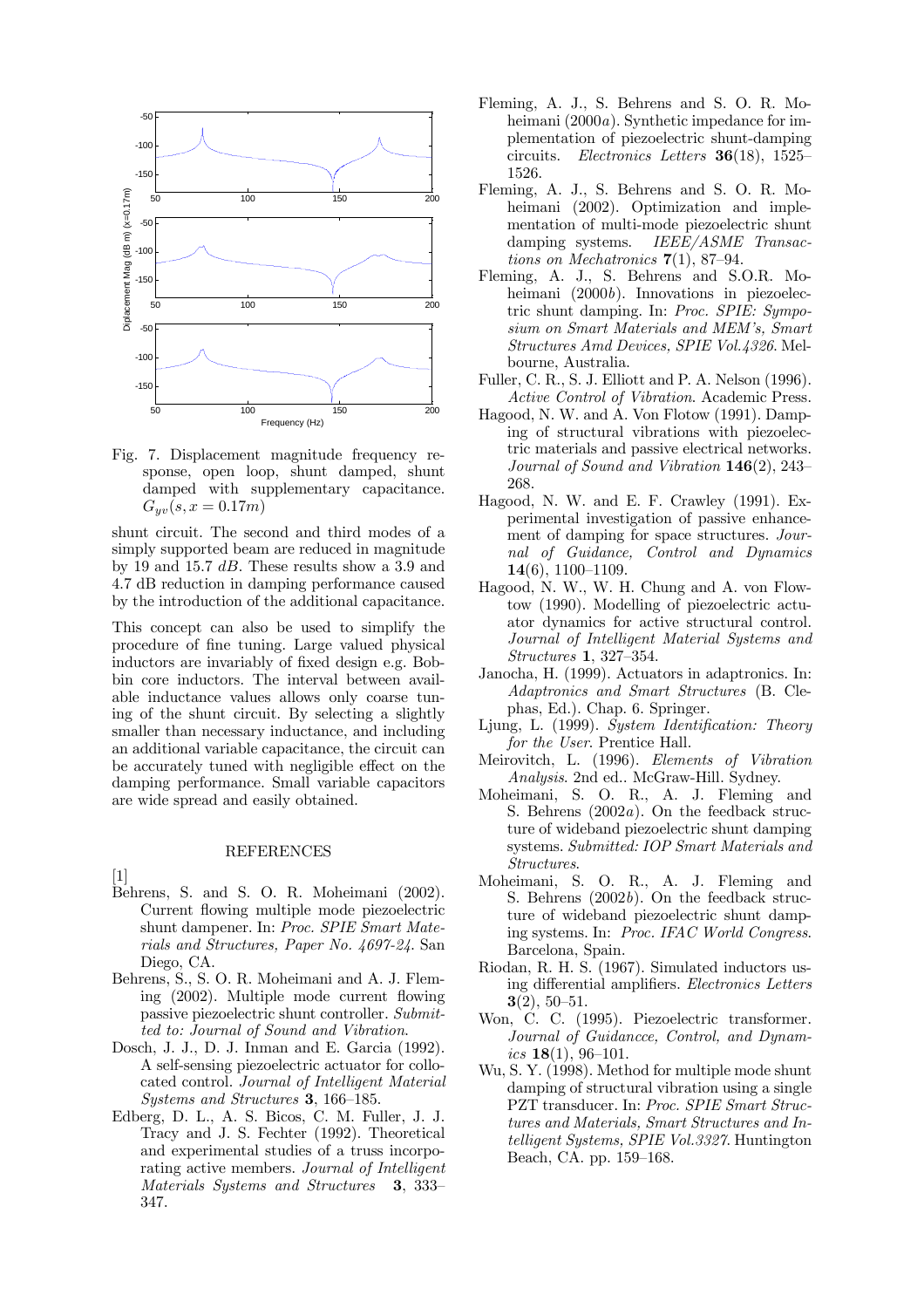-50
-100
-150
50 100 150 200
-50
-100
-150
50 100 150 200
-50
-100
-150
50 100 150 200
Diplacement Mag (dB m) (x=0.17m)
Frequency (Hz)

Fig. 7. Displacement magnitude frequency response, open loop, shunt damped, shunt damped with supplementary capacitance. $G_{yv}(s, x = 0.17m)$

shunt circuit. The second and third modes of a simply supported beam are reduced in magnitude by 19 and 15.7 $dB$. These results show a 3.9 and 4.7 dB reduction in damping performance caused by the introduction of the additional capacitance.

This concept can also be used to simplify the procedure of fine tuning. Large valued physical inductors are invariably of fixed design e.g. Bobbin core inductors. The interval between available inductance values allows only coarse tuning of the shunt circuit. By selecting a slightly smaller than necessary inductance, and including an additional variable capacitance, the circuit can be accurately tuned with negligible effect on the damping performance. Small variable capacitors are wide spread and easily obtained.

## REFERENCES

[1]
Behrens, S. and S. O. R. Moheimani (2002). Current flowing multiple mode piezoelectric shunt dampener. In: *Proc. SPIE Smart Materials and Structures, Paper No. 4697-24*. San Diego, CA.

Behrens, S., S. O. R. Moheimani and A. J. Fleming (2002). Multiple mode current flowing passive piezoelectric shunt controller. *Submitted to: Journal of Sound and Vibration*.

Dosch, J. J., D. J. Inman and E. Garcia (1992). A self-sensing piezoelectric actuator for collocated control. *Journal of Intelligent Material Systems and Structures* **3**, 166–185.

Edberg, D. L., A. S. Bicos, C. M. Fuller, J. J. Tracy and J. S. Fechter (1992). Theoretical and experimental studies of a truss incorporating active members. *Journal of Intelligent Materials Systems and Structures* **3**, 333–347.

Fleming, A. J., S. Behrens and S. O. R. Moheimani (2000*a*). Synthetic impedance for implementation of piezoelectric shunt-damping circuits. *Electronics Letters* **36**(18), 1525–1526.

Fleming, A. J., S. Behrens and S. O. R. Moheimani (2002). Optimization and implementation of multi-mode piezoelectric shunt damping systems. *IEEE/ASME Transactions on Mechatronics* **7**(1), 87–94.

Fleming, A. J., S. Behrens and S.O.R. Moheimani (2000*b*). Innovations in piezoelectric shunt damping. In: *Proc. SPIE: Symposium on Smart Materials and MEM's, Smart Structures Amd Devices, SPIE Vol.4326*. Melbourne, Australia.

Fuller, C. R., S. J. Elliott and P. A. Nelson (1996). *Active Control of Vibration*. Academic Press.

Hagood, N. W. and A. Von Flotow (1991). Damping of structural vibrations with piezoelectric materials and passive electrical networks. *Journal of Sound and Vibration* **146**(2), 243–268.

Hagood, N. W. and E. F. Crawley (1991). Experimental investigation of passive enhancement of damping for space structures. *Journal of Guidance, Control and Dynamics* **14**(6), 1100–1109.

Hagood, N. W., W. H. Chung and A. von Flowtow (1990). Modelling of piezoelectric actuator dynamics for active structural control. *Journal of Intelligent Material Systems and Structures* **1**, 327–354.

Janocha, H. (1999). Actuators in adaptronics. In: *Adaptronics and Smart Structures* (B. Clephas, Ed.). Chap. 6. Springer.

Ljung, L. (1999). *System Identification: Theory for the User*. Prentice Hall.

Meirovitch, L. (1996). *Elements of Vibration Analysis*. 2nd ed.. McGraw-Hill. Sydney.

Moheimani, S. O. R., A. J. Fleming and S. Behrens (2002*a*). On the feedback structure of wideband piezoelectric shunt damping systems. *Submitted: IOP Smart Materials and Structures*.

Moheimani, S. O. R., A. J. Fleming and S. Behrens (2002*b*). On the feedback structure of wideband piezoelectric shunt damping systems. In: *Proc. IFAC World Congress*. Barcelona, Spain.

Riodan, R. H. S. (1967). Simulated inductors using differential amplifiers. *Electronics Letters* **3**(2), 50–51.

Won, C. C. (1995). Piezoelectric transformer. *Journal of Guidancce, Control, and Dynamics* **18**(1), 96–101.

Wu, S. Y. (1998). Method for multiple mode shunt damping of structural vibration using a single PZT transducer. In: *Proc. SPIE Smart Structures and Materials, Smart Structures and Intelligent Systems, SPIE Vol.3327*. Huntington Beach, CA. pp. 159–168.